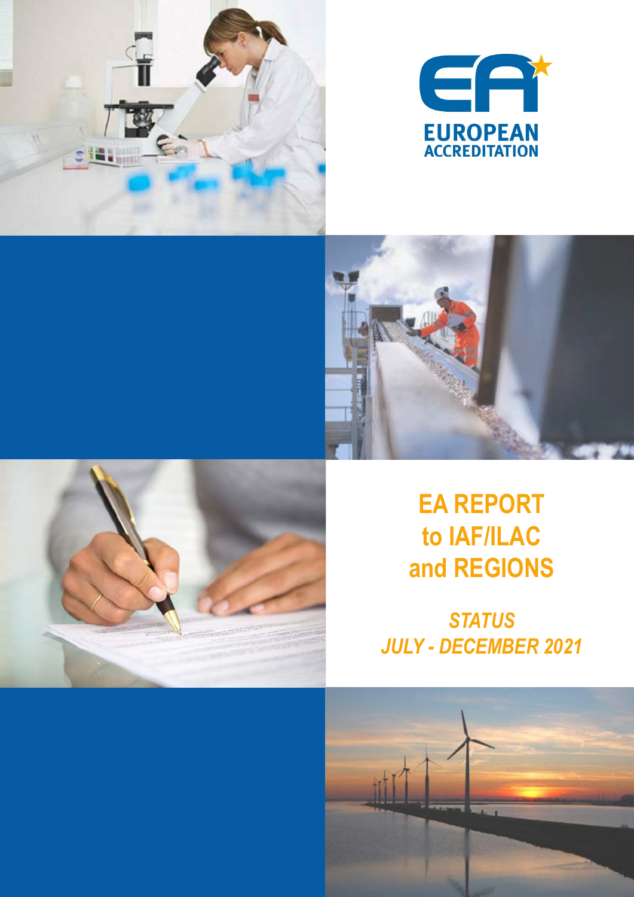EUROPEAN ACCREDITATION

# EA REPORT to IAF/ILAC and REGIONS

*STATUS JULY - DECEMBER 2021*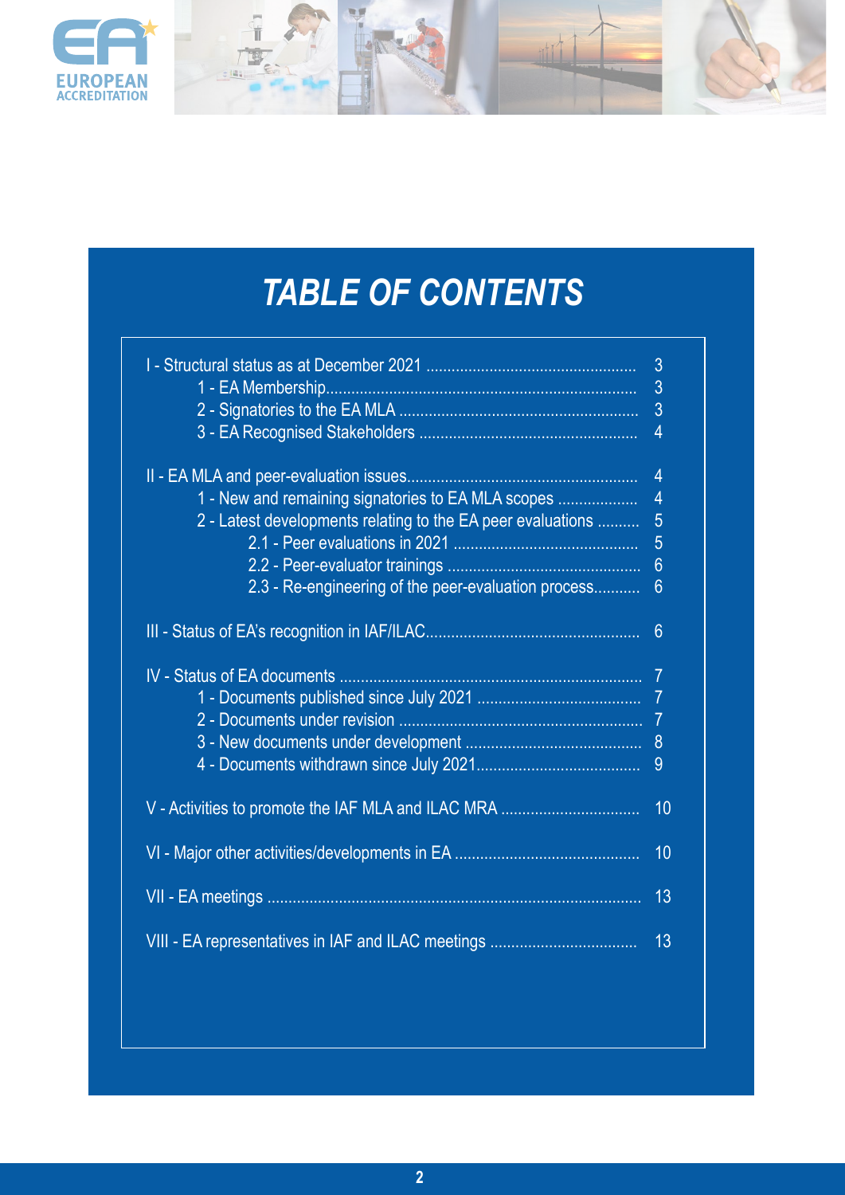# TABLE OF CONTENTS

- I - Structural status as at December 2021 .......... 3
  - 1 - EA Membership .......... 3
  - 2 - Signatories to the EA MLA .......... 3
  - 3 - EA Recognised Stakeholders .......... 4
- II - EA MLA and peer-evaluation issues .......... 4
  - 1 - New and remaining signatories to EA MLA scopes .......... 4
  - 2 - Latest developments relating to the EA peer evaluations .......... 5
    - 2.1 - Peer evaluations in 2021 .......... 5
    - 2.2 - Peer-evaluator trainings .......... 6
    - 2.3 - Re-engineering of the peer-evaluation process .......... 6
- III - Status of EA's recognition in IAF/ILAC .......... 6
- IV - Status of EA documents .......... 7
  - 1 - Documents published since July 2021 .......... 7
  - 2 - Documents under revision .......... 7
  - 3 - New documents under development .......... 8
  - 4 - Documents withdrawn since July 2021 .......... 9
- V - Activities to promote the IAF MLA and ILAC MRA .......... 10
- VI - Major other activities/developments in EA .......... 10
- VII - EA meetings .......... 13
- VIII - EA representatives in IAF and ILAC meetings .......... 13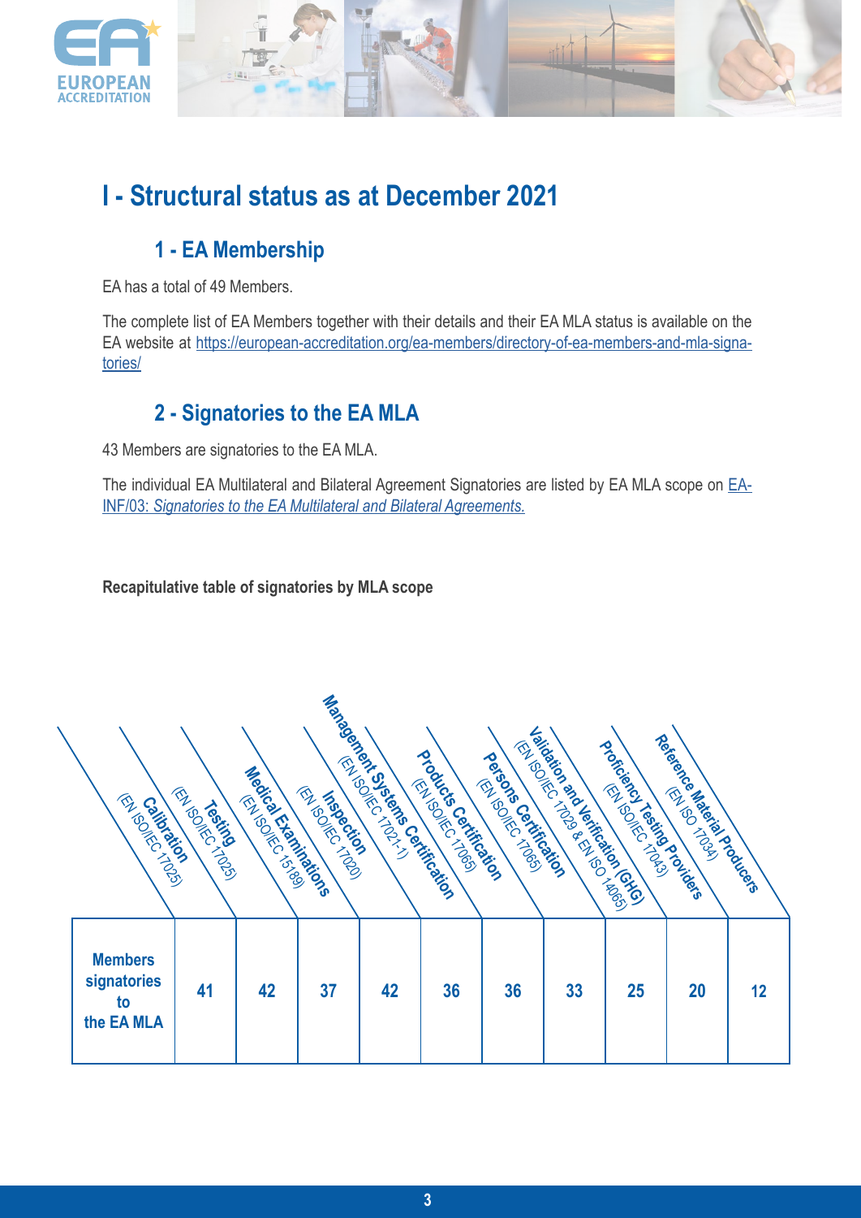# I - Structural status as at December 2021

## 1 - EA Membership

EA has a total of 49 Members.

The complete list of EA Members together with their details and their EA MLA status is available on the EA website at https://european-accreditation.org/ea-members/directory-of-ea-members-and-mla-signatories/

## 2 - Signatories to the EA MLA

43 Members are signatories to the EA MLA.

The individual EA Multilateral and Bilateral Agreement Signatories are listed by EA MLA scope on EA-INF/03: *Signatories to the EA Multilateral and Bilateral Agreements.*

**Recapitulative table of signatories by MLA scope**

| | Calibration (EN ISO/IEC 17025) | Testing (EN ISO/IEC 17025) | Medical Examinations (EN ISO/IEC 15189) | Inspection (EN ISO/IEC 17020) | Management Systems Certification (EN ISO/IEC 17021-1) | Products Certification (EN ISO/IEC 17065) | Persons Certification (EN ISO/IEC 17065) | Validation and Verification (GHG) (EN ISO/IEC 17029 & EN ISO 14065) | Proficiency Testing Providers (EN ISO/IEC 17043) | Reference Material Producers (EN ISO 17034) |
|---|---|---|---|---|---|---|---|---|---|---|
| **Members signatories to the EA MLA** | 41 | 42 | 37 | 42 | 36 | 36 | 33 | 25 | 20 | 12 |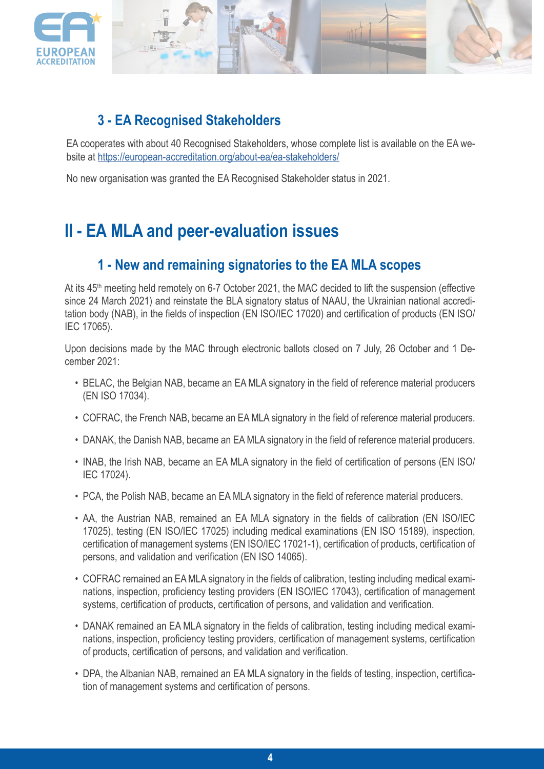### 3 - EA Recognised Stakeholders

EA cooperates with about 40 Recognised Stakeholders, whose complete list is available on the EA website at https://european-accreditation.org/about-ea/ea-stakeholders/

No new organisation was granted the EA Recognised Stakeholder status in 2021.

## II - EA MLA and peer-evaluation issues

### 1 - New and remaining signatories to the EA MLA scopes

At its 45th meeting held remotely on 6-7 October 2021, the MAC decided to lift the suspension (effective since 24 March 2021) and reinstate the BLA signatory status of NAAU, the Ukrainian national accreditation body (NAB), in the fields of inspection (EN ISO/IEC 17020) and certification of products (EN ISO/IEC 17065).

Upon decisions made by the MAC through electronic ballots closed on 7 July, 26 October and 1 December 2021:

- BELAC, the Belgian NAB, became an EA MLA signatory in the field of reference material producers (EN ISO 17034).
- COFRAC, the French NAB, became an EA MLA signatory in the field of reference material producers.
- DANAK, the Danish NAB, became an EA MLA signatory in the field of reference material producers.
- INAB, the Irish NAB, became an EA MLA signatory in the field of certification of persons (EN ISO/IEC 17024).
- PCA, the Polish NAB, became an EA MLA signatory in the field of reference material producers.
- AA, the Austrian NAB, remained an EA MLA signatory in the fields of calibration (EN ISO/IEC 17025), testing (EN ISO/IEC 17025) including medical examinations (EN ISO 15189), inspection, certification of management systems (EN ISO/IEC 17021-1), certification of products, certification of persons, and validation and verification (EN ISO 14065).
- COFRAC remained an EA MLA signatory in the fields of calibration, testing including medical examinations, inspection, proficiency testing providers (EN ISO/IEC 17043), certification of management systems, certification of products, certification of persons, and validation and verification.
- DANAK remained an EA MLA signatory in the fields of calibration, testing including medical examinations, inspection, proficiency testing providers, certification of management systems, certification of products, certification of persons, and validation and verification.
- DPA, the Albanian NAB, remained an EA MLA signatory in the fields of testing, inspection, certification of management systems and certification of persons.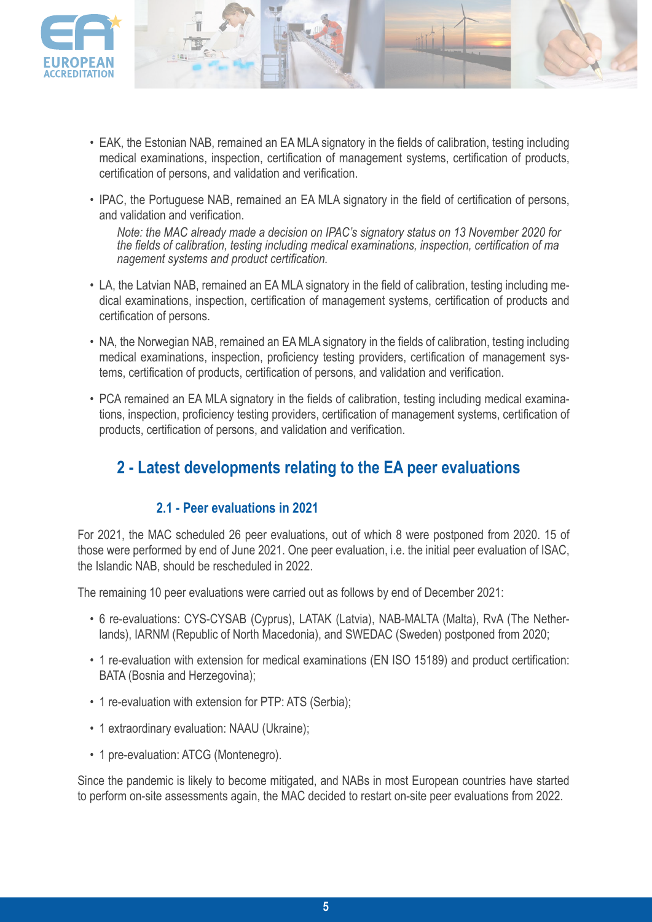- EAK, the Estonian NAB, remained an EA MLA signatory in the fields of calibration, testing including medical examinations, inspection, certification of management systems, certification of products, certification of persons, and validation and verification.
- IPAC, the Portuguese NAB, remained an EA MLA signatory in the field of certification of persons, and validation and verification.

  *Note: the MAC already made a decision on IPAC's signatory status on 13 November 2020 for the fields of calibration, testing including medical examinations, inspection, certification of ma nagement systems and product certification.*

- LA, the Latvian NAB, remained an EA MLA signatory in the field of calibration, testing including medical examinations, inspection, certification of management systems, certification of products and certification of persons.
- NA, the Norwegian NAB, remained an EA MLA signatory in the fields of calibration, testing including medical examinations, inspection, proficiency testing providers, certification of management systems, certification of products, certification of persons, and validation and verification.
- PCA remained an EA MLA signatory in the fields of calibration, testing including medical examinations, inspection, proficiency testing providers, certification of management systems, certification of products, certification of persons, and validation and verification.

## 2 - Latest developments relating to the EA peer evaluations

### 2.1 - Peer evaluations in 2021

For 2021, the MAC scheduled 26 peer evaluations, out of which 8 were postponed from 2020. 15 of those were performed by end of June 2021. One peer evaluation, i.e. the initial peer evaluation of ISAC, the Islandic NAB, should be rescheduled in 2022.

The remaining 10 peer evaluations were carried out as follows by end of December 2021:

- 6 re-evaluations: CYS-CYSAB (Cyprus), LATAK (Latvia), NAB-MALTA (Malta), RvA (The Netherlands), IARNM (Republic of North Macedonia), and SWEDAC (Sweden) postponed from 2020;
- 1 re-evaluation with extension for medical examinations (EN ISO 15189) and product certification: BATA (Bosnia and Herzegovina);
- 1 re-evaluation with extension for PTP: ATS (Serbia);
- 1 extraordinary evaluation: NAAU (Ukraine);
- 1 pre-evaluation: ATCG (Montenegro).

Since the pandemic is likely to become mitigated, and NABs in most European countries have started to perform on-site assessments again, the MAC decided to restart on-site peer evaluations from 2022.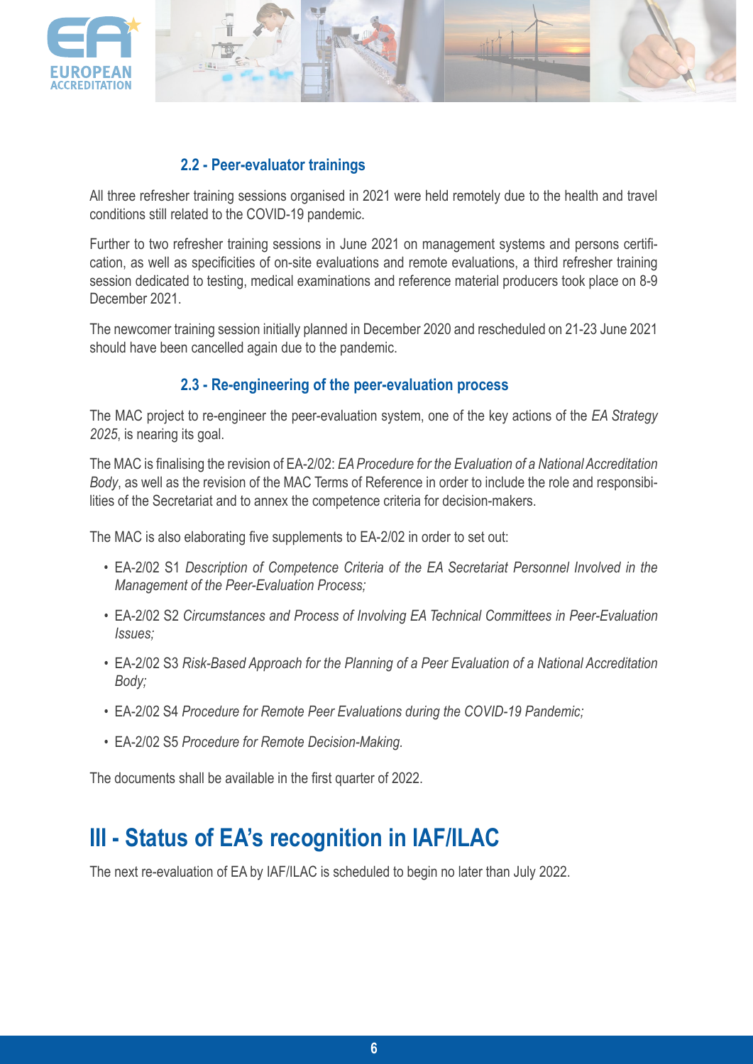### 2.2 - Peer-evaluator trainings

All three refresher training sessions organised in 2021 were held remotely due to the health and travel conditions still related to the COVID-19 pandemic.

Further to two refresher training sessions in June 2021 on management systems and persons certification, as well as specificities of on-site evaluations and remote evaluations, a third refresher training session dedicated to testing, medical examinations and reference material producers took place on 8-9 December 2021.

The newcomer training session initially planned in December 2020 and rescheduled on 21-23 June 2021 should have been cancelled again due to the pandemic.

### 2.3 - Re-engineering of the peer-evaluation process

The MAC project to re-engineer the peer-evaluation system, one of the key actions of the *EA Strategy 2025*, is nearing its goal.

The MAC is finalising the revision of EA-2/02: *EA Procedure for the Evaluation of a National Accreditation Body*, as well as the revision of the MAC Terms of Reference in order to include the role and responsibilities of the Secretariat and to annex the competence criteria for decision-makers.

The MAC is also elaborating five supplements to EA-2/02 in order to set out:

- EA-2/02 S1 *Description of Competence Criteria of the EA Secretariat Personnel Involved in the Management of the Peer-Evaluation Process;*
- EA-2/02 S2 *Circumstances and Process of Involving EA Technical Committees in Peer-Evaluation Issues;*
- EA-2/02 S3 *Risk-Based Approach for the Planning of a Peer Evaluation of a National Accreditation Body;*
- EA-2/02 S4 *Procedure for Remote Peer Evaluations during the COVID-19 Pandemic;*
- EA-2/02 S5 *Procedure for Remote Decision-Making.*

The documents shall be available in the first quarter of 2022.

# III - Status of EA's recognition in IAF/ILAC

The next re-evaluation of EA by IAF/ILAC is scheduled to begin no later than July 2022.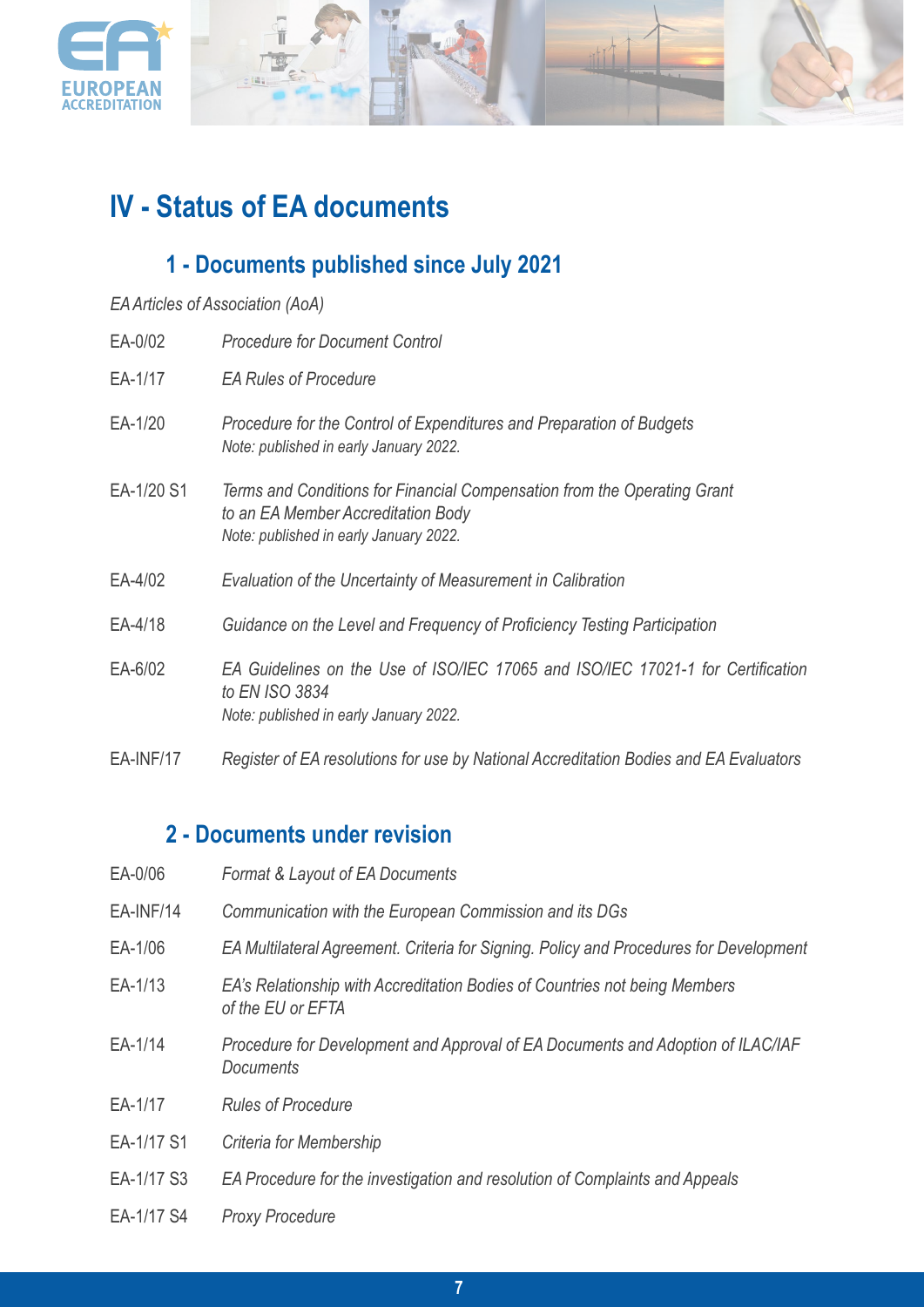# IV - Status of EA documents

## 1 - Documents published since July 2021

*EA Articles of Association (AoA)*

| | |
|---|---|
| EA-0/02 | *Procedure for Document Control* |
| EA-1/17 | *EA Rules of Procedure* |
| EA-1/20 | *Procedure for the Control of Expenditures and Preparation of Budgets*<br>*Note: published in early January 2022.* |
| EA-1/20 S1 | *Terms and Conditions for Financial Compensation from the Operating Grant to an EA Member Accreditation Body*<br>*Note: published in early January 2022.* |
| EA-4/02 | *Evaluation of the Uncertainty of Measurement in Calibration* |
| EA-4/18 | *Guidance on the Level and Frequency of Proficiency Testing Participation* |
| EA-6/02 | *EA Guidelines on the Use of ISO/IEC 17065 and ISO/IEC 17021-1 for Certification to EN ISO 3834*<br>*Note: published in early January 2022.* |
| EA-INF/17 | *Register of EA resolutions for use by National Accreditation Bodies and EA Evaluators* |

## 2 - Documents under revision

| | |
|---|---|
| EA-0/06 | *Format & Layout of EA Documents* |
| EA-INF/14 | *Communication with the European Commission and its DGs* |
| EA-1/06 | *EA Multilateral Agreement. Criteria for Signing. Policy and Procedures for Development* |
| EA-1/13 | *EA's Relationship with Accreditation Bodies of Countries not being Members of the EU or EFTA* |
| EA-1/14 | *Procedure for Development and Approval of EA Documents and Adoption of ILAC/IAF Documents* |
| EA-1/17 | *Rules of Procedure* |
| EA-1/17 S1 | *Criteria for Membership* |
| EA-1/17 S3 | *EA Procedure for the investigation and resolution of Complaints and Appeals* |
| EA-1/17 S4 | *Proxy Procedure* |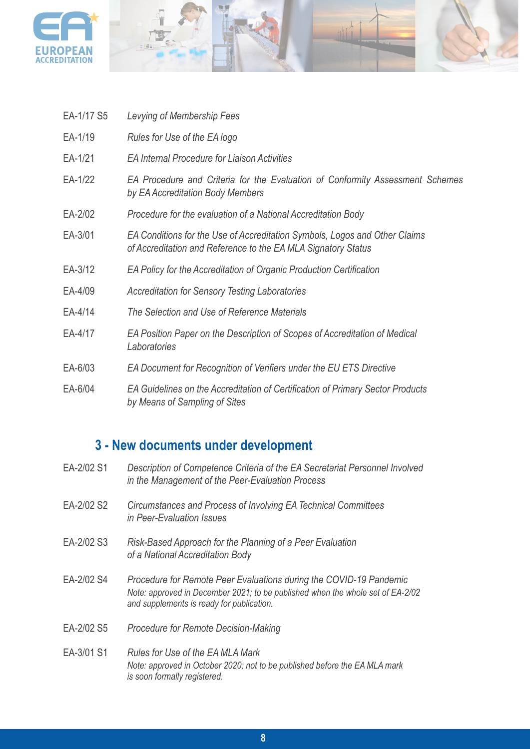| | |
|---|---|
| EA-1/17 S5 | *Levying of Membership Fees* |
| EA-1/19 | *Rules for Use of the EA logo* |
| EA-1/21 | *EA Internal Procedure for Liaison Activities* |
| EA-1/22 | *EA Procedure and Criteria for the Evaluation of Conformity Assessment Schemes by EA Accreditation Body Members* |
| EA-2/02 | *Procedure for the evaluation of a National Accreditation Body* |
| EA-3/01 | *EA Conditions for the Use of Accreditation Symbols, Logos and Other Claims of Accreditation and Reference to the EA MLA Signatory Status* |
| EA-3/12 | *EA Policy for the Accreditation of Organic Production Certification* |
| EA-4/09 | *Accreditation for Sensory Testing Laboratories* |
| EA-4/14 | *The Selection and Use of Reference Materials* |
| EA-4/17 | *EA Position Paper on the Description of Scopes of Accreditation of Medical Laboratories* |
| EA-6/03 | *EA Document for Recognition of Verifiers under the EU ETS Directive* |
| EA-6/04 | *EA Guidelines on the Accreditation of Certification of Primary Sector Products by Means of Sampling of Sites* |

## 3 - New documents under development

| | |
|---|---|
| EA-2/02 S1 | *Description of Competence Criteria of the EA Secretariat Personnel Involved in the Management of the Peer-Evaluation Process* |
| EA-2/02 S2 | *Circumstances and Process of Involving EA Technical Committees in Peer-Evaluation Issues* |
| EA-2/02 S3 | *Risk-Based Approach for the Planning of a Peer Evaluation of a National Accreditation Body* |
| EA-2/02 S4 | *Procedure for Remote Peer Evaluations during the COVID-19 Pandemic* *Note: approved in December 2021; to be published when the whole set of EA-2/02 and supplements is ready for publication.* |
| EA-2/02 S5 | *Procedure for Remote Decision-Making* |
| EA-3/01 S1 | *Rules for Use of the EA MLA Mark* *Note: approved in October 2020; not to be published before the EA MLA mark is soon formally registered.* |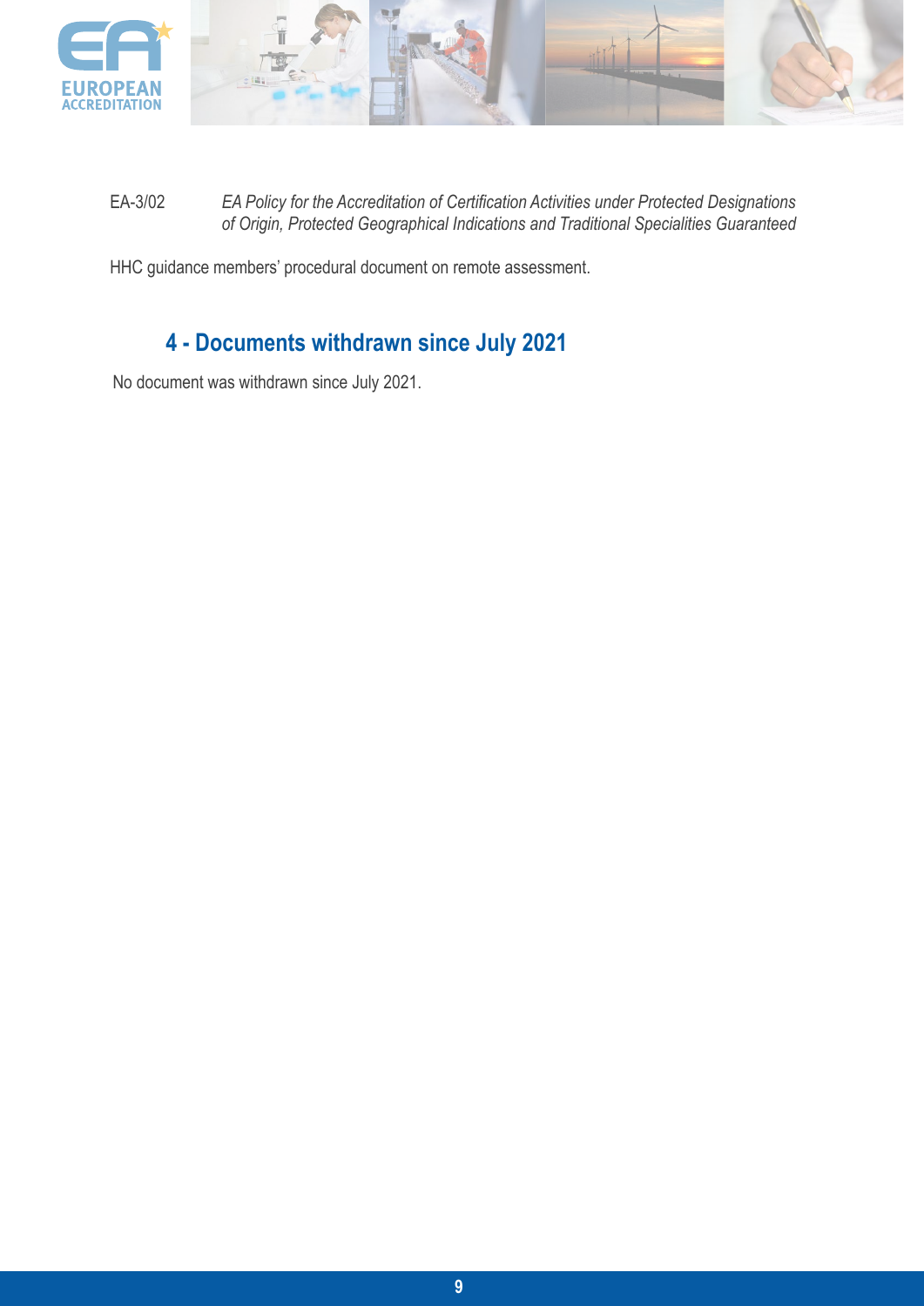EA-3/02 *EA Policy for the Accreditation of Certification Activities under Protected Designations of Origin, Protected Geographical Indications and Traditional Specialities Guaranteed*

HHC guidance members' procedural document on remote assessment.

## 4 - Documents withdrawn since July 2021

No document was withdrawn since July 2021.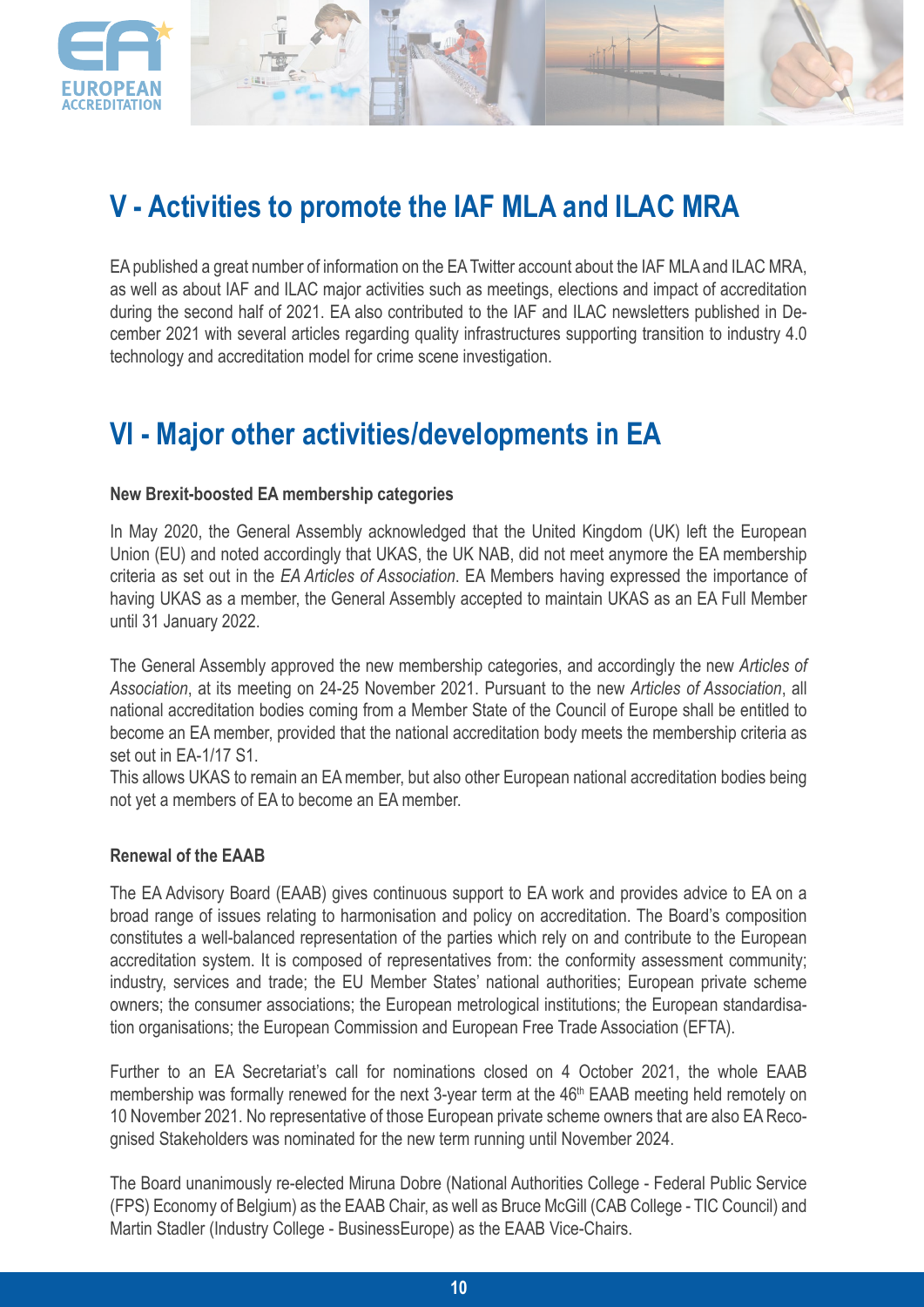## V - Activities to promote the IAF MLA and ILAC MRA

EA published a great number of information on the EA Twitter account about the IAF MLA and ILAC MRA, as well as about IAF and ILAC major activities such as meetings, elections and impact of accreditation during the second half of 2021. EA also contributed to the IAF and ILAC newsletters published in December 2021 with several articles regarding quality infrastructures supporting transition to industry 4.0 technology and accreditation model for crime scene investigation.

## VI - Major other activities/developments in EA

**New Brexit-boosted EA membership categories**

In May 2020, the General Assembly acknowledged that the United Kingdom (UK) left the European Union (EU) and noted accordingly that UKAS, the UK NAB, did not meet anymore the EA membership criteria as set out in the *EA Articles of Association*. EA Members having expressed the importance of having UKAS as a member, the General Assembly accepted to maintain UKAS as an EA Full Member until 31 January 2022.

The General Assembly approved the new membership categories, and accordingly the new *Articles of Association*, at its meeting on 24-25 November 2021. Pursuant to the new *Articles of Association*, all national accreditation bodies coming from a Member State of the Council of Europe shall be entitled to become an EA member, provided that the national accreditation body meets the membership criteria as set out in EA-1/17 S1.
This allows UKAS to remain an EA member, but also other European national accreditation bodies being not yet a members of EA to become an EA member.

**Renewal of the EAAB**

The EA Advisory Board (EAAB) gives continuous support to EA work and provides advice to EA on a broad range of issues relating to harmonisation and policy on accreditation. The Board's composition constitutes a well-balanced representation of the parties which rely on and contribute to the European accreditation system. It is composed of representatives from: the conformity assessment community; industry, services and trade; the EU Member States' national authorities; European private scheme owners; the consumer associations; the European metrological institutions; the European standardisation organisations; the European Commission and European Free Trade Association (EFTA).

Further to an EA Secretariat's call for nominations closed on 4 October 2021, the whole EAAB membership was formally renewed for the next 3-year term at the 46th EAAB meeting held remotely on 10 November 2021. No representative of those European private scheme owners that are also EA Recognised Stakeholders was nominated for the new term running until November 2024.

The Board unanimously re-elected Miruna Dobre (National Authorities College - Federal Public Service (FPS) Economy of Belgium) as the EAAB Chair, as well as Bruce McGill (CAB College - TIC Council) and Martin Stadler (Industry College - BusinessEurope) as the EAAB Vice-Chairs.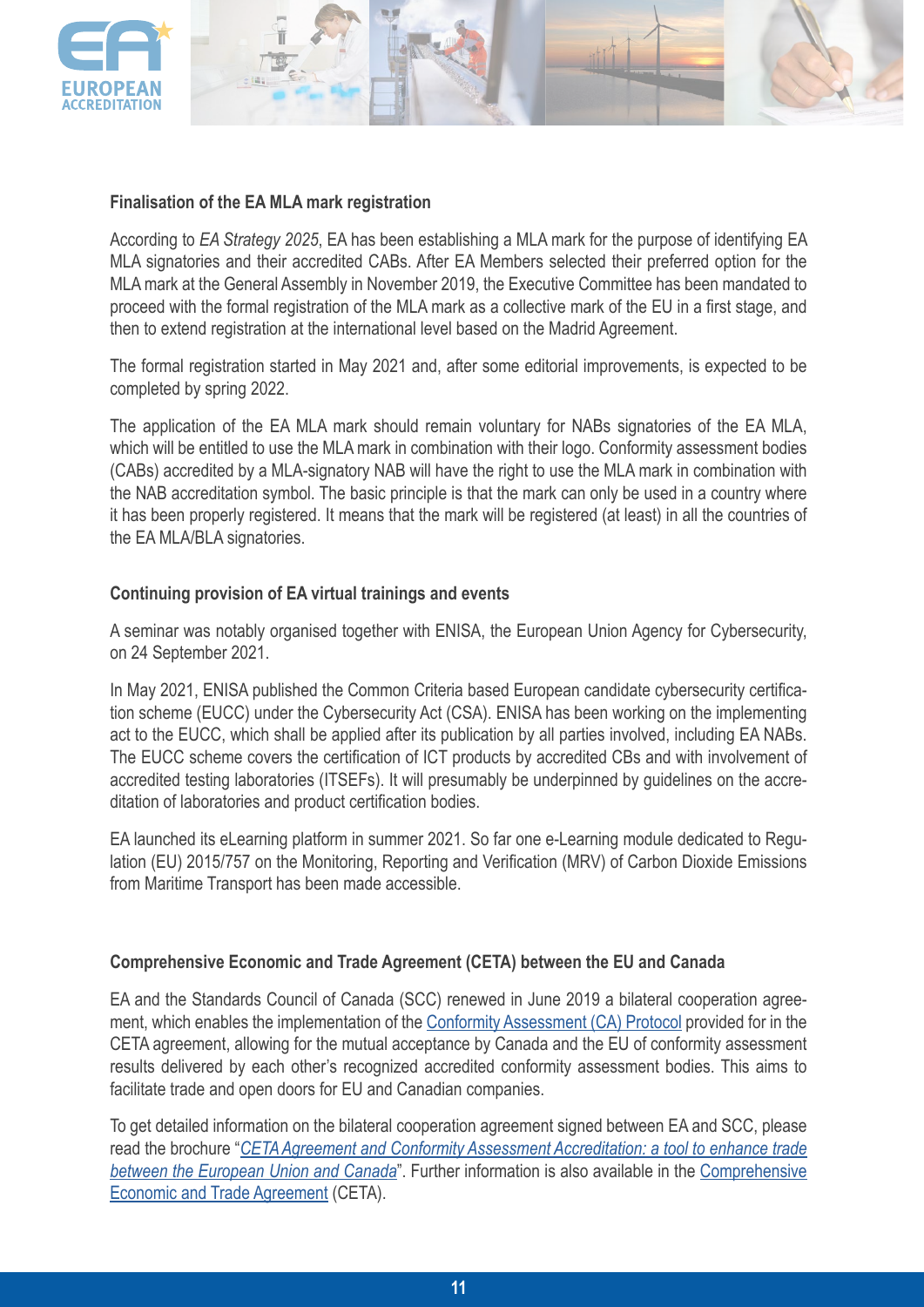### Finalisation of the EA MLA mark registration

According to *EA Strategy 2025*, EA has been establishing a MLA mark for the purpose of identifying EA MLA signatories and their accredited CABs. After EA Members selected their preferred option for the MLA mark at the General Assembly in November 2019, the Executive Committee has been mandated to proceed with the formal registration of the MLA mark as a collective mark of the EU in a first stage, and then to extend registration at the international level based on the Madrid Agreement.

The formal registration started in May 2021 and, after some editorial improvements, is expected to be completed by spring 2022.

The application of the EA MLA mark should remain voluntary for NABs signatories of the EA MLA, which will be entitled to use the MLA mark in combination with their logo. Conformity assessment bodies (CABs) accredited by a MLA-signatory NAB will have the right to use the MLA mark in combination with the NAB accreditation symbol. The basic principle is that the mark can only be used in a country where it has been properly registered. It means that the mark will be registered (at least) in all the countries of the EA MLA/BLA signatories.

### Continuing provision of EA virtual trainings and events

A seminar was notably organised together with ENISA, the European Union Agency for Cybersecurity, on 24 September 2021.

In May 2021, ENISA published the Common Criteria based European candidate cybersecurity certification scheme (EUCC) under the Cybersecurity Act (CSA). ENISA has been working on the implementing act to the EUCC, which shall be applied after its publication by all parties involved, including EA NABs. The EUCC scheme covers the certification of ICT products by accredited CBs and with involvement of accredited testing laboratories (ITSEFs). It will presumably be underpinned by guidelines on the accreditation of laboratories and product certification bodies.

EA launched its eLearning platform in summer 2021. So far one e-Learning module dedicated to Regulation (EU) 2015/757 on the Monitoring, Reporting and Verification (MRV) of Carbon Dioxide Emissions from Maritime Transport has been made accessible.

### Comprehensive Economic and Trade Agreement (CETA) between the EU and Canada

EA and the Standards Council of Canada (SCC) renewed in June 2019 a bilateral cooperation agreement, which enables the implementation of the Conformity Assessment (CA) Protocol provided for in the CETA agreement, allowing for the mutual acceptance by Canada and the EU of conformity assessment results delivered by each other's recognized accredited conformity assessment bodies. This aims to facilitate trade and open doors for EU and Canadian companies.

To get detailed information on the bilateral cooperation agreement signed between EA and SCC, please read the brochure "*CETA Agreement and Conformity Assessment Accreditation: a tool to enhance trade between the European Union and Canada*". Further information is also available in the Comprehensive Economic and Trade Agreement (CETA).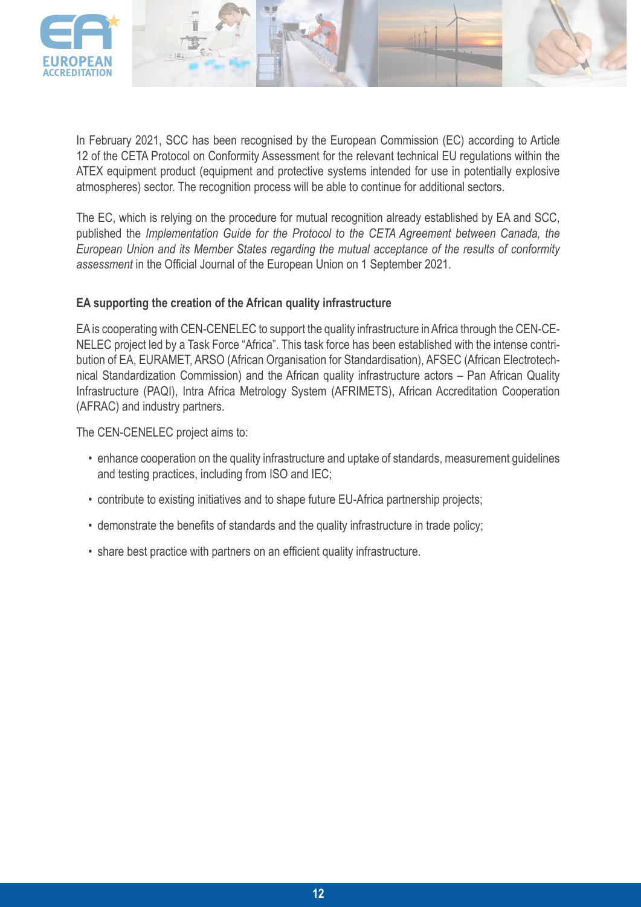In February 2021, SCC has been recognised by the European Commission (EC) according to Article 12 of the CETA Protocol on Conformity Assessment for the relevant technical EU regulations within the ATEX equipment product (equipment and protective systems intended for use in potentially explosive atmospheres) sector. The recognition process will be able to continue for additional sectors.

The EC, which is relying on the procedure for mutual recognition already established by EA and SCC, published the *Implementation Guide for the Protocol to the CETA Agreement between Canada, the European Union and its Member States regarding the mutual acceptance of the results of conformity assessment* in the Official Journal of the European Union on 1 September 2021.

**EA supporting the creation of the African quality infrastructure**

EA is cooperating with CEN-CENELEC to support the quality infrastructure in Africa through the CEN-CENELEC project led by a Task Force "Africa". This task force has been established with the intense contribution of EA, EURAMET, ARSO (African Organisation for Standardisation), AFSEC (African Electrotechnical Standardization Commission) and the African quality infrastructure actors – Pan African Quality Infrastructure (PAQI), Intra Africa Metrology System (AFRIMETS), African Accreditation Cooperation (AFRAC) and industry partners.

The CEN-CENELEC project aims to:

- enhance cooperation on the quality infrastructure and uptake of standards, measurement guidelines and testing practices, including from ISO and IEC;
- contribute to existing initiatives and to shape future EU-Africa partnership projects;
- demonstrate the benefits of standards and the quality infrastructure in trade policy;
- share best practice with partners on an efficient quality infrastructure.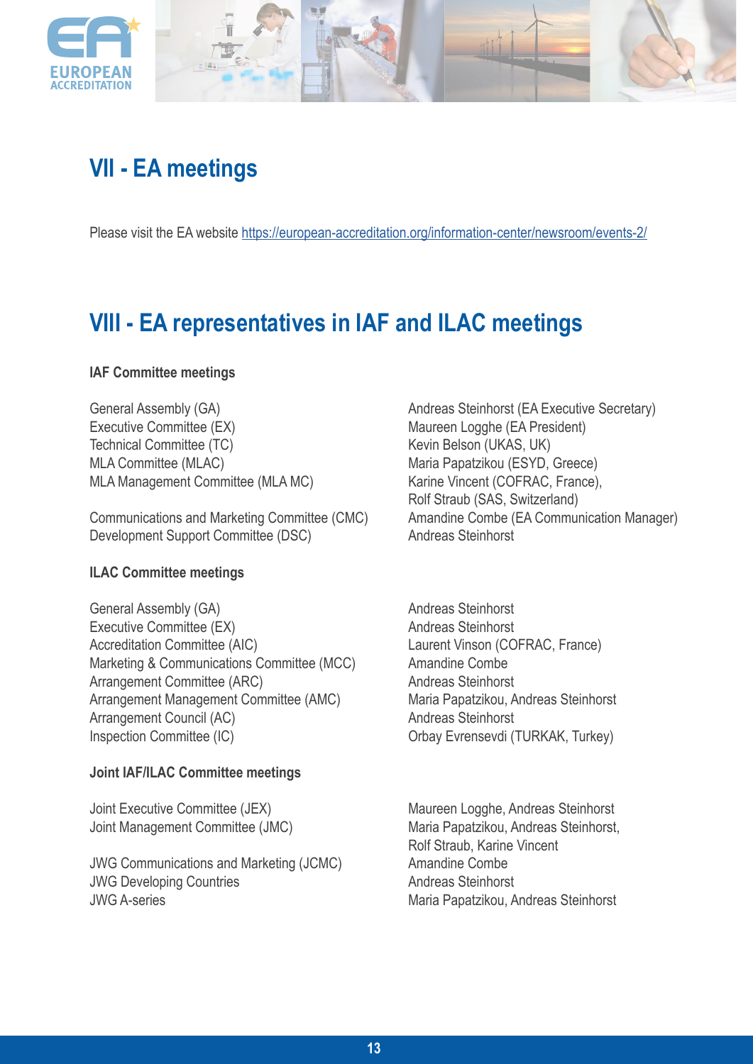## VII - EA meetings

Please visit the EA website [https://european-accreditation.org/information-center/newsroom/events-2/](https://european-accreditation.org/information-center/newsroom/events-2/)

## VIII - EA representatives in IAF and ILAC meetings

**IAF Committee meetings**

| | |
|---|---|
| General Assembly (GA) | Andreas Steinhorst (EA Executive Secretary) |
| Executive Committee (EX) | Maureen Logghe (EA President) |
| Technical Committee (TC) | Kevin Belson (UKAS, UK) |
| MLA Committee (MLAC) | Maria Papatzikou (ESYD, Greece) |
| MLA Management Committee (MLA MC) | Karine Vincent (COFRAC, France), Rolf Straub (SAS, Switzerland) |
| Communications and Marketing Committee (CMC) | Amandine Combe (EA Communication Manager) |
| Development Support Committee (DSC) | Andreas Steinhorst |

**ILAC Committee meetings**

| | |
|---|---|
| General Assembly (GA) | Andreas Steinhorst |
| Executive Committee (EX) | Andreas Steinhorst |
| Accreditation Committee (AIC) | Laurent Vinson (COFRAC, France) |
| Marketing & Communications Committee (MCC) | Amandine Combe |
| Arrangement Committee (ARC) | Andreas Steinhorst |
| Arrangement Management Committee (AMC) | Maria Papatzikou, Andreas Steinhorst |
| Arrangement Council (AC) | Andreas Steinhorst |
| Inspection Committee (IC) | Orbay Evrensevdi (TURKAK, Turkey) |

**Joint IAF/ILAC Committee meetings**

| | |
|---|---|
| Joint Executive Committee (JEX) | Maureen Logghe, Andreas Steinhorst |
| Joint Management Committee (JMC) | Maria Papatzikou, Andreas Steinhorst, Rolf Straub, Karine Vincent |
| JWG Communications and Marketing (JCMC) | Amandine Combe |
| JWG Developing Countries | Andreas Steinhorst |
| JWG A-series | Maria Papatzikou, Andreas Steinhorst |